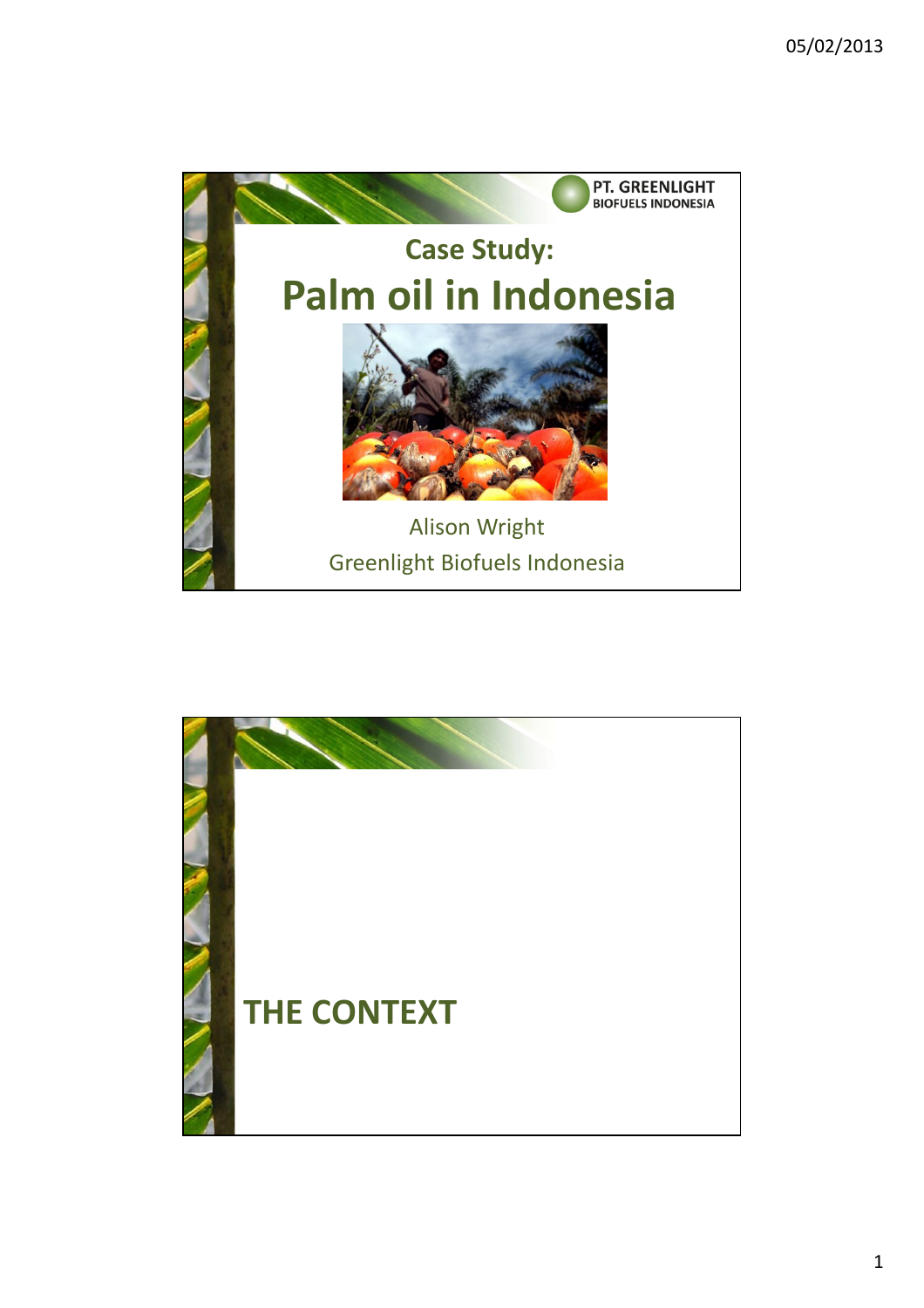PT. GREENLIGHT BIOFUELS INDONESIA

## Case Study:

# Palm oil in Indonesia

Alison Wright

Greenlight Biofuels Indonesia

## THE CONTEXT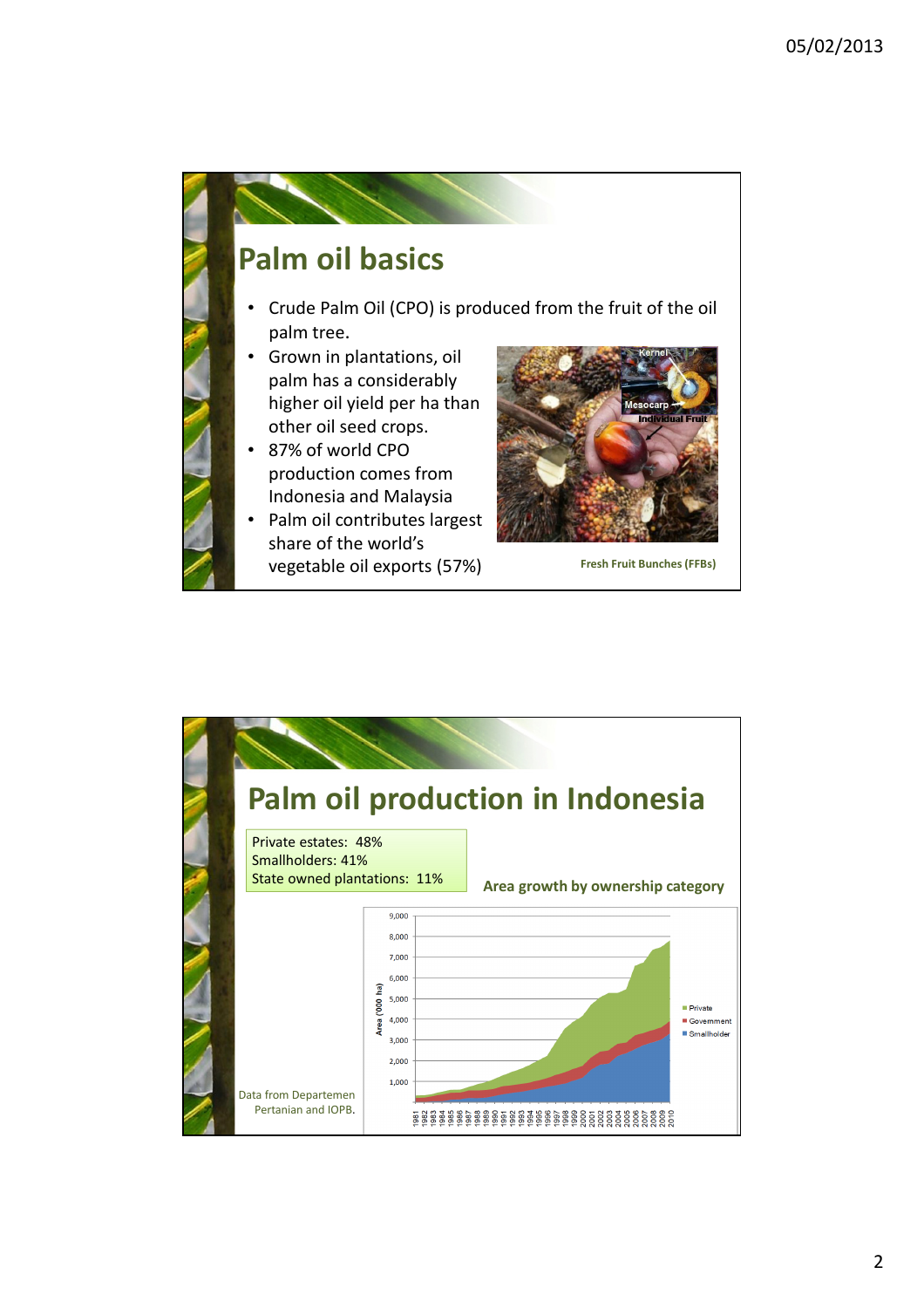# Palm oil basics

- Crude Palm Oil (CPO) is produced from the fruit of the oil palm tree.
- Grown in plantations, oil palm has a considerably higher oil yield per ha than other oil seed crops.
- 87% of world CPO production comes from Indonesia and Malaysia
- Palm oil contributes largest share of the world's vegetable oil exports (57%)

Kernel

Mesocarp

Individual Fruit

Fresh Fruit Bunches (FFBs)

# Palm oil production in Indonesia

Private estates: 48%
Smallholders: 41%
State owned plantations: 11%

**Area growth by ownership category**

Data from Departemen Pertanian and IOPB.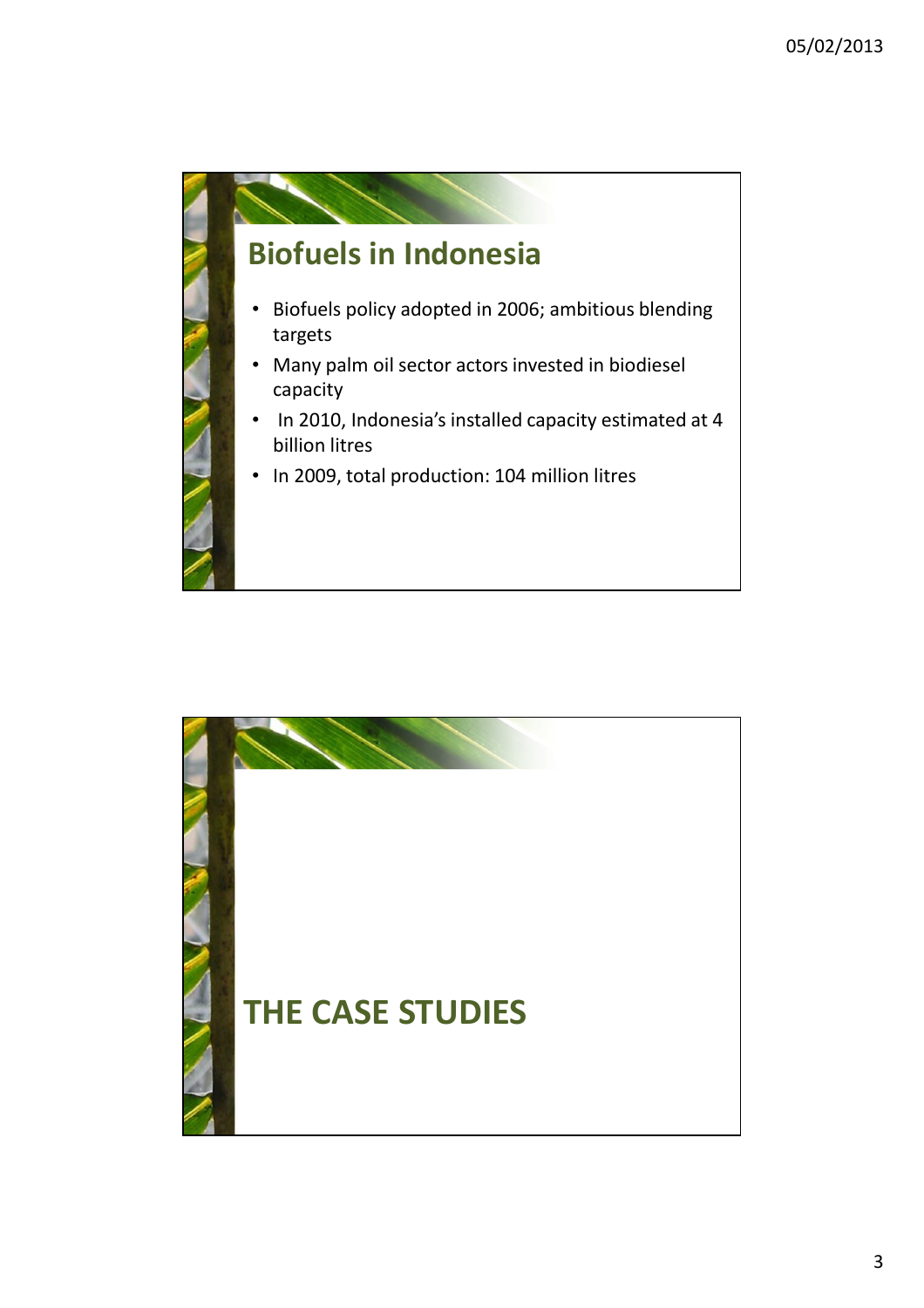## Biofuels in Indonesia

- Biofuels policy adopted in 2006; ambitious blending targets
- Many palm oil sector actors invested in biodiesel capacity
- In 2010, Indonesia's installed capacity estimated at 4 billion litres
- In 2009, total production: 104 million litres

## THE CASE STUDIES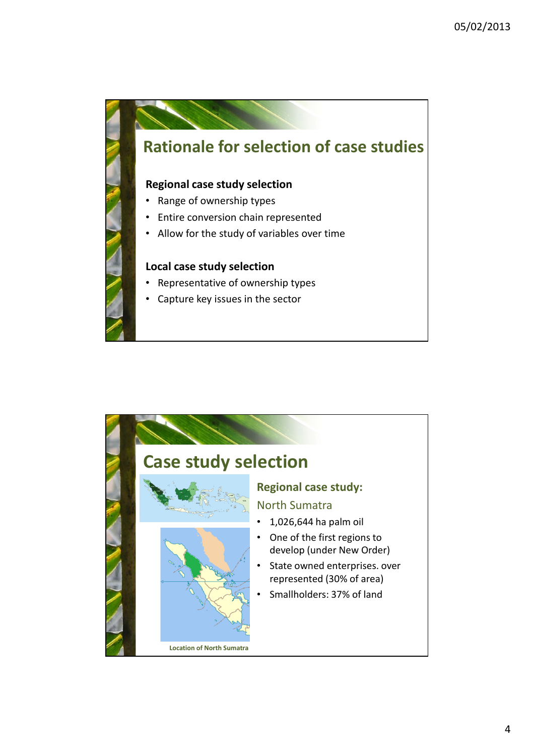## Rationale for selection of case studies

**Regional case study selection**

- Range of ownership types
- Entire conversion chain represented
- Allow for the study of variables over time

**Local case study selection**

- Representative of ownership types
- Capture key issues in the sector

## Case study selection

**Regional case study:**

North Sumatra

- 1,026,644 ha palm oil
- One of the first regions to develop (under New Order)
- State owned enterprises. over represented (30% of area)
- Smallholders: 37% of land

Location of North Sumatra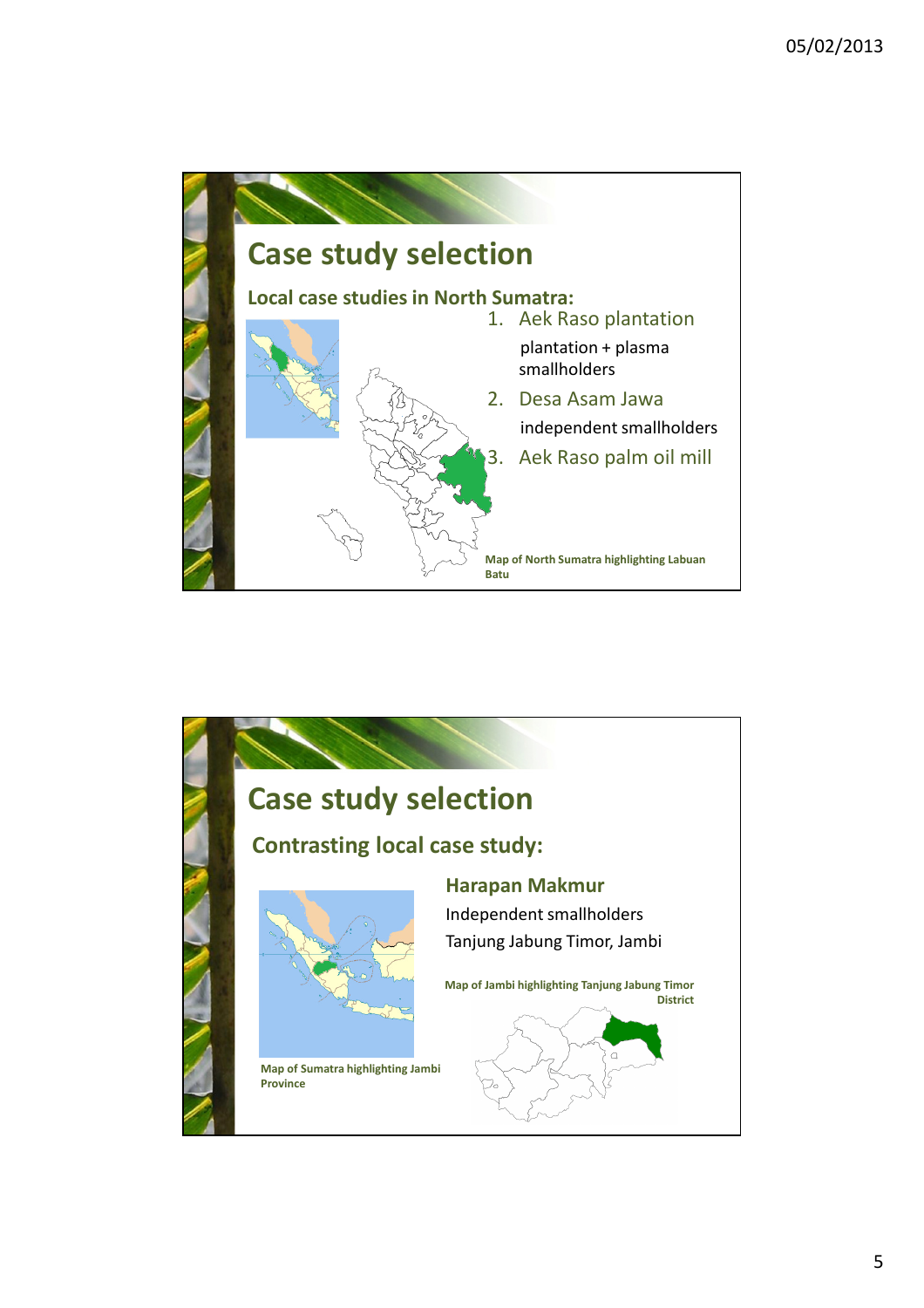## Case study selection

### Local case studies in North Sumatra:

1. Aek Raso plantation
   
   plantation + plasma smallholders
2. Desa Asam Jawa
   
   independent smallholders
3. Aek Raso palm oil mill

Map of North Sumatra highlighting Labuan Batu

## Case study selection

### Contrasting local case study:

**Harapan Makmur**

Independent smallholders

Tanjung Jabung Timor, Jambi

Map of Jambi highlighting Tanjung Jabung Timor District

Map of Sumatra highlighting Jambi Province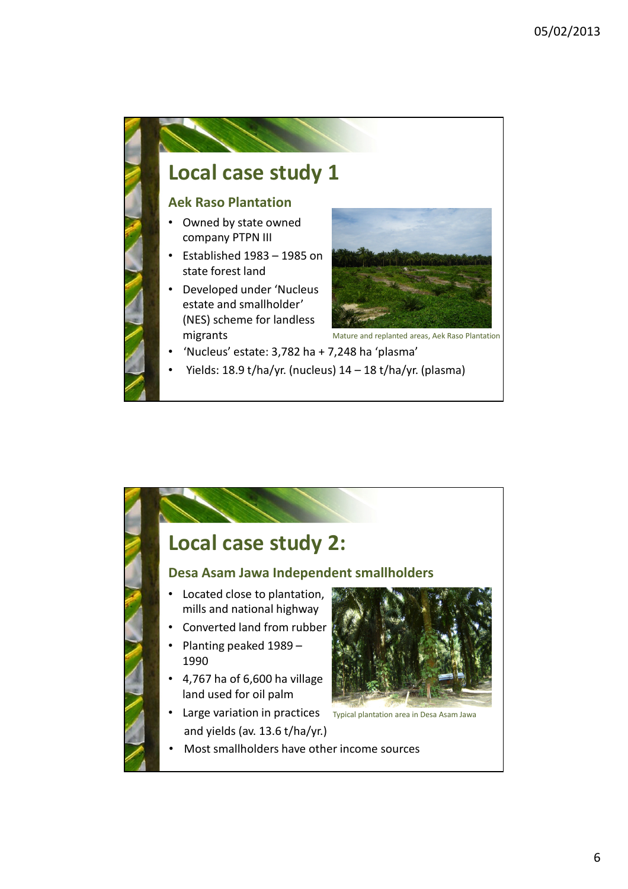# Local case study 1

## Aek Raso Plantation

- Owned by state owned company PTPN III
- Established 1983 – 1985 on state forest land
- Developed under 'Nucleus estate and smallholder' (NES) scheme for landless migrants
- 'Nucleus' estate: 3,782 ha + 7,248 ha 'plasma'
- Yields: 18.9 t/ha/yr. (nucleus) 14 – 18 t/ha/yr. (plasma)

Mature and replanted areas, Aek Raso Plantation

# Local case study 2:

## Desa Asam Jawa Independent smallholders

- Located close to plantation, mills and national highway
- Converted land from rubber
- Planting peaked 1989 – 1990
- 4,767 ha of 6,600 ha village land used for oil palm
- Large variation in practices and yields (av. 13.6 t/ha/yr.)
- Most smallholders have other income sources

Typical plantation area in Desa Asam Jawa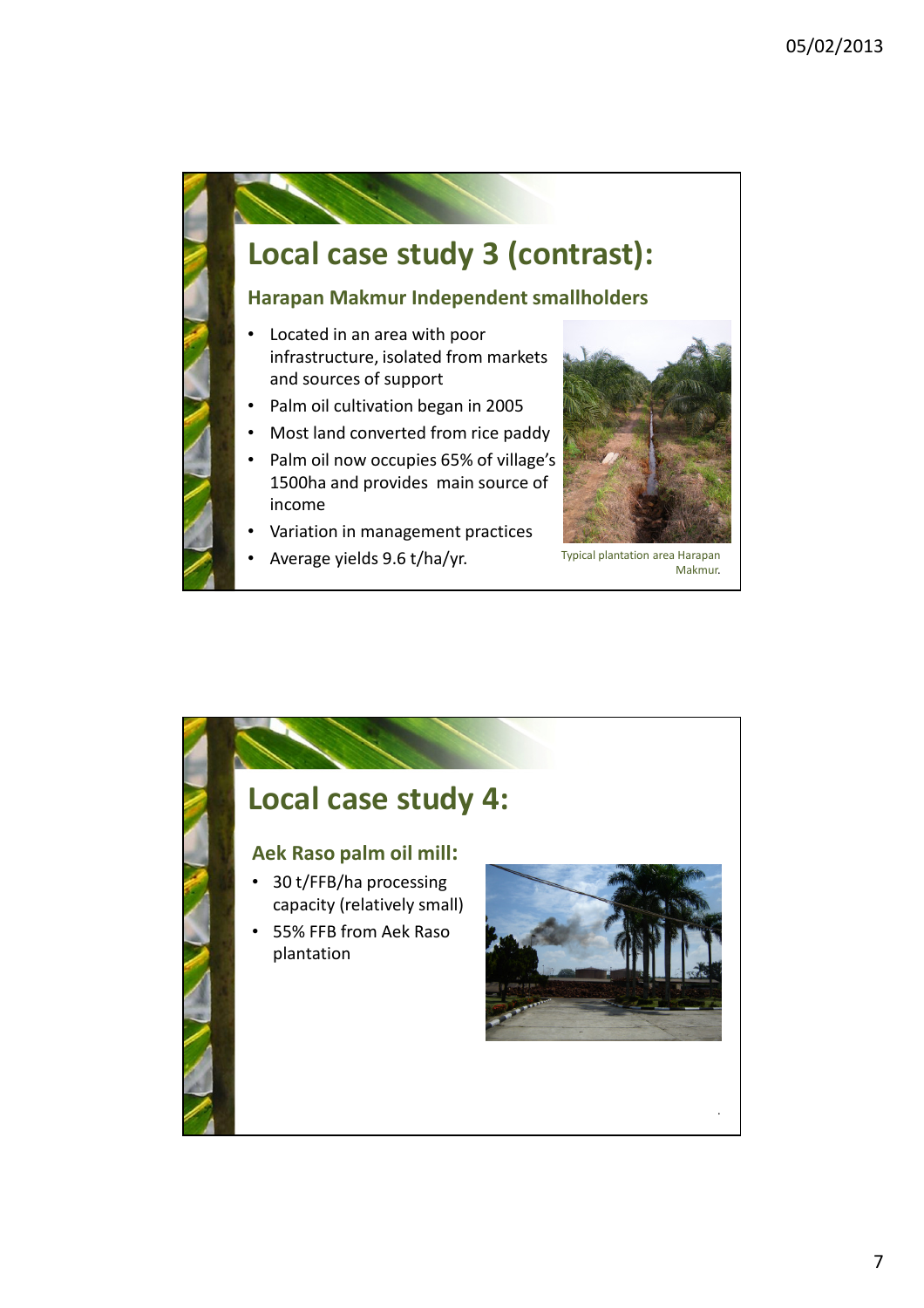# Local case study 3 (contrast):

## Harapan Makmur Independent smallholders

- Located in an area with poor infrastructure, isolated from markets and sources of support
- Palm oil cultivation began in 2005
- Most land converted from rice paddy
- Palm oil now occupies 65% of village's 1500ha and provides main source of income
- Variation in management practices
- Average yields 9.6 t/ha/yr.

Typical plantation area Harapan Makmur.

# Local case study 4:

## Aek Raso palm oil mill:

- 30 t/FFB/ha processing capacity (relatively small)
- 55% FFB from Aek Raso plantation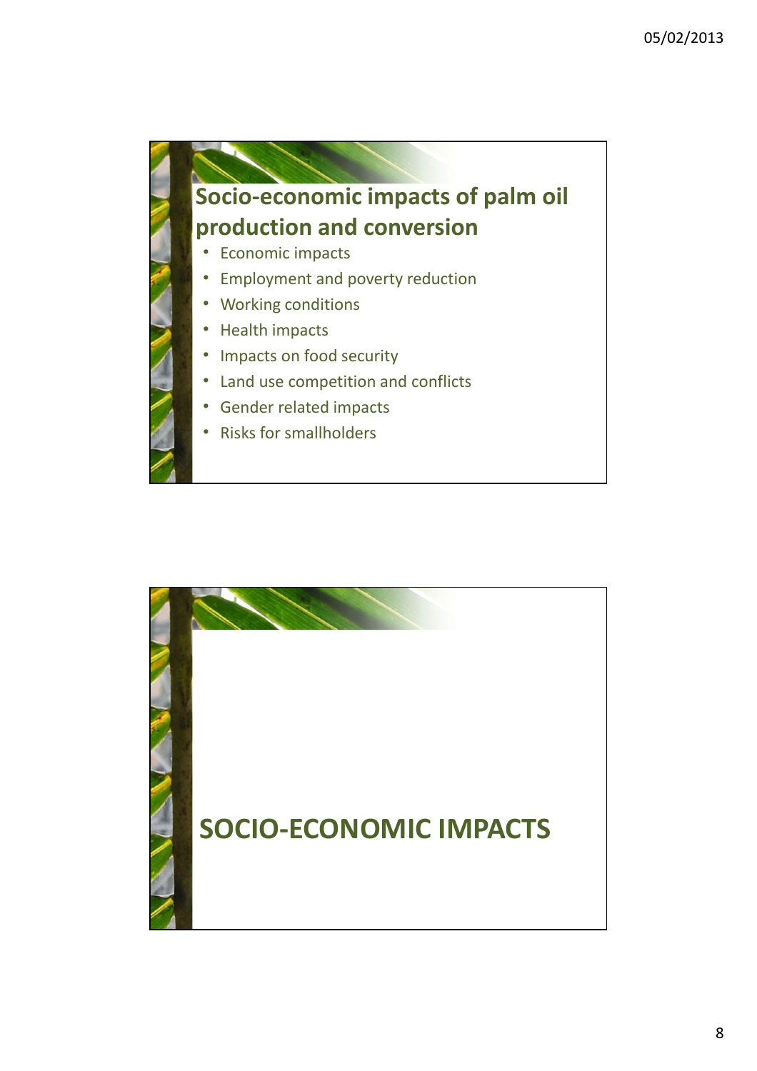## Socio-economic impacts of palm oil production and conversion

- Economic impacts
- Employment and poverty reduction
- Working conditions
- Health impacts
- Impacts on food security
- Land use competition and conflicts
- Gender related impacts
- Risks for smallholders

## SOCIO-ECONOMIC IMPACTS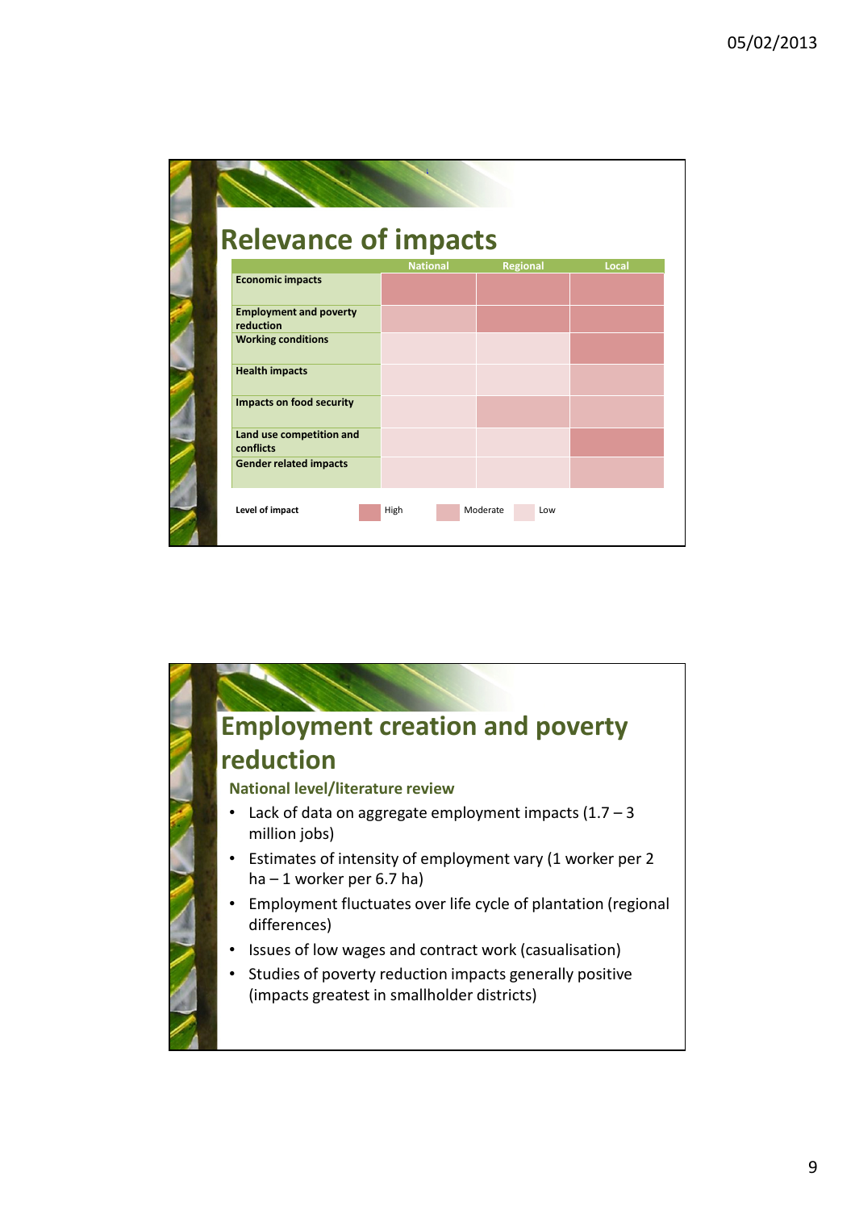## Relevance of impacts

| | National | Regional | Local |
|---|---|---|---|
| Economic impacts | High | High | High |
| Employment and poverty reduction | Moderate | High | High |
| Working conditions | Low | Low | High |
| Health impacts | Low | Low | Moderate |
| Impacts on food security | Low | Moderate | Moderate |
| Land use competition and conflicts | Low | Low | High |
| Gender related impacts | Low | Low | Moderate |

**Level of impact:** High, Moderate, Low

## Employment creation and poverty reduction

### National level/literature review

- Lack of data on aggregate employment impacts (1.7 – 3 million jobs)
- Estimates of intensity of employment vary (1 worker per 2 ha – 1 worker per 6.7 ha)
- Employment fluctuates over life cycle of plantation (regional differences)
- Issues of low wages and contract work (casualisation)
- Studies of poverty reduction impacts generally positive (impacts greatest in smallholder districts)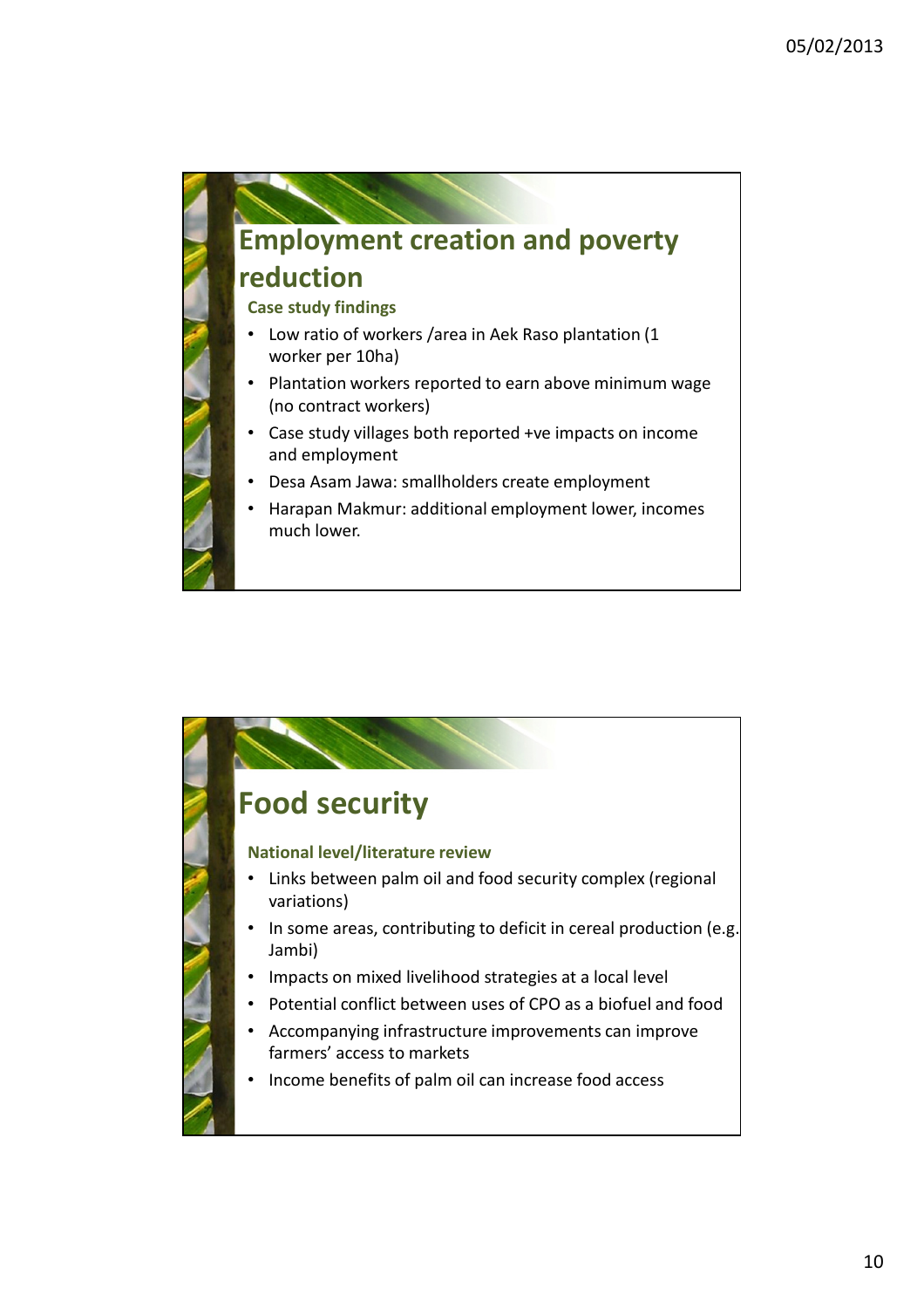## Employment creation and poverty reduction

**Case study findings**

- Low ratio of workers /area in Aek Raso plantation (1 worker per 10ha)
- Plantation workers reported to earn above minimum wage (no contract workers)
- Case study villages both reported +ve impacts on income and employment
- Desa Asam Jawa: smallholders create employment
- Harapan Makmur: additional employment lower, incomes much lower.

## Food security

**National level/literature review**

- Links between palm oil and food security complex (regional variations)
- In some areas, contributing to deficit in cereal production (e.g. Jambi)
- Impacts on mixed livelihood strategies at a local level
- Potential conflict between uses of CPO as a biofuel and food
- Accompanying infrastructure improvements can improve farmers' access to markets
- Income benefits of palm oil can increase food access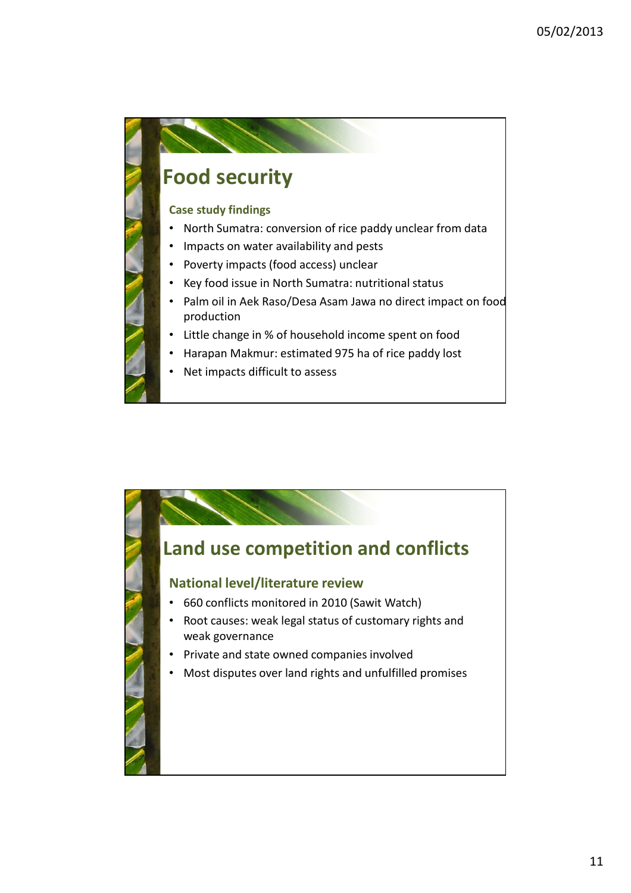# Food security

### Case study findings

- North Sumatra: conversion of rice paddy unclear from data
- Impacts on water availability and pests
- Poverty impacts (food access) unclear
- Key food issue in North Sumatra: nutritional status
- Palm oil in Aek Raso/Desa Asam Jawa no direct impact on food production
- Little change in % of household income spent on food
- Harapan Makmur: estimated 975 ha of rice paddy lost
- Net impacts difficult to assess

# Land use competition and conflicts

### National level/literature review

- 660 conflicts monitored in 2010 (Sawit Watch)
- Root causes: weak legal status of customary rights and weak governance
- Private and state owned companies involved
- Most disputes over land rights and unfulfilled promises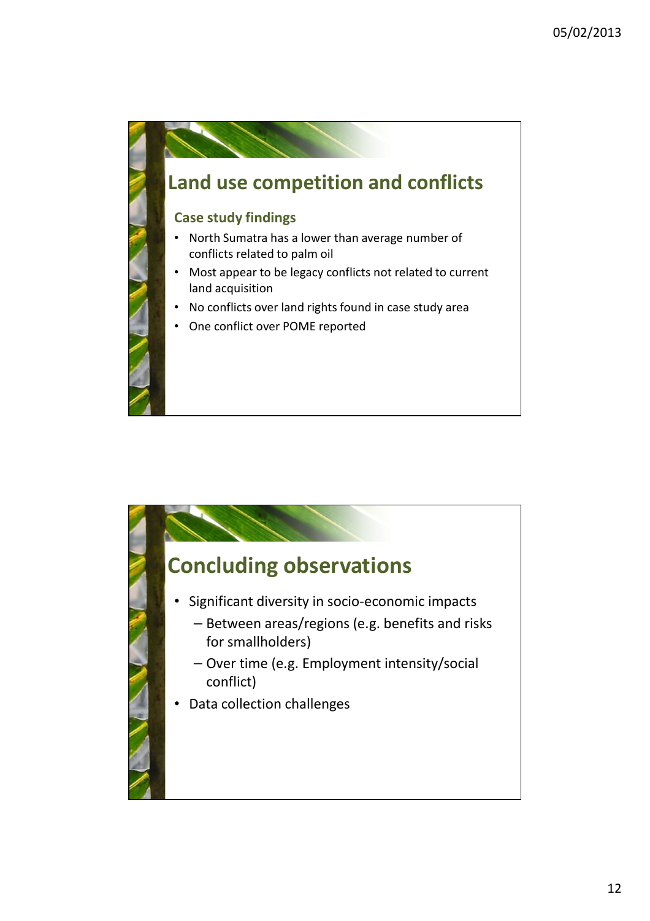## Land use competition and conflicts

### Case study findings

- North Sumatra has a lower than average number of conflicts related to palm oil
- Most appear to be legacy conflicts not related to current land acquisition
- No conflicts over land rights found in case study area
- One conflict over POME reported

## Concluding observations

- Significant diversity in socio-economic impacts
  - Between areas/regions (e.g. benefits and risks for smallholders)
  - Over time (e.g. Employment intensity/social conflict)
- Data collection challenges